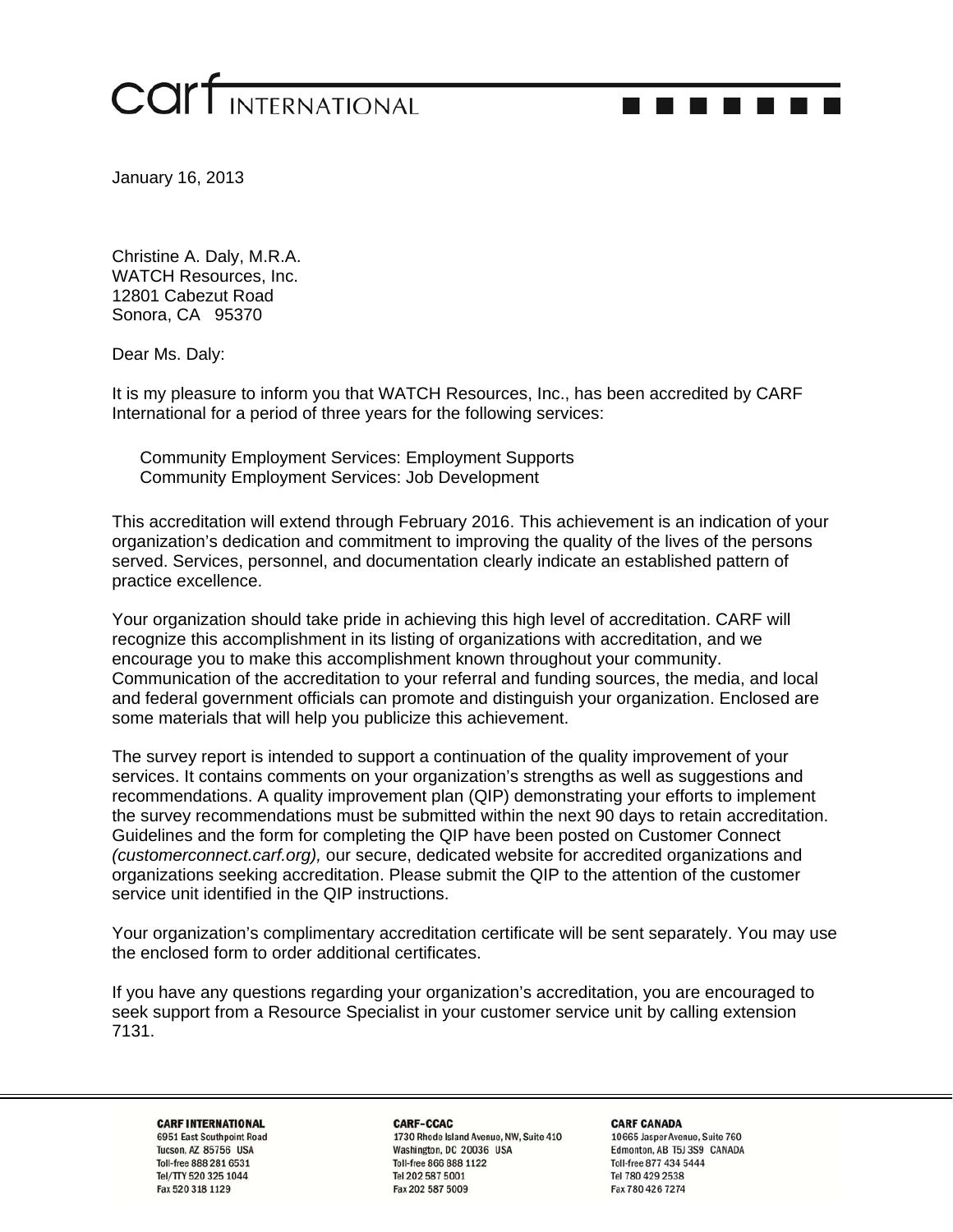carf INTERNATIONAL

January 16, 2013

Christine A. Daly, M.R.A.
WATCH Resources, Inc.
12801 Cabezut Road
Sonora, CA 95370

Dear Ms. Daly:

It is my pleasure to inform you that WATCH Resources, Inc., has been accredited by CARF International for a period of three years for the following services:

Community Employment Services: Employment Supports
Community Employment Services: Job Development

This accreditation will extend through February 2016. This achievement is an indication of your organization's dedication and commitment to improving the quality of the lives of the persons served. Services, personnel, and documentation clearly indicate an established pattern of practice excellence.

Your organization should take pride in achieving this high level of accreditation. CARF will recognize this accomplishment in its listing of organizations with accreditation, and we encourage you to make this accomplishment known throughout your community. Communication of the accreditation to your referral and funding sources, the media, and local and federal government officials can promote and distinguish your organization. Enclosed are some materials that will help you publicize this achievement.

The survey report is intended to support a continuation of the quality improvement of your services. It contains comments on your organization's strengths as well as suggestions and recommendations. A quality improvement plan (QIP) demonstrating your efforts to implement the survey recommendations must be submitted within the next 90 days to retain accreditation. Guidelines and the form for completing the QIP have been posted on Customer Connect *(customerconnect.carf.org),* our secure, dedicated website for accredited organizations and organizations seeking accreditation. Please submit the QIP to the attention of the customer service unit identified in the QIP instructions.

Your organization's complimentary accreditation certificate will be sent separately. You may use the enclosed form to order additional certificates.

If you have any questions regarding your organization's accreditation, you are encouraged to seek support from a Resource Specialist in your customer service unit by calling extension 7131.

**CARF INTERNATIONAL**
6951 East Southpoint Road
Tucson, AZ 85756 USA
Toll-free 888 281 6531
Tel/TTY 520 325 1044
Fax 520 318 1129

**CARF-CCAC**
1730 Rhode Island Avenue, NW, Suite 410
Washington, DC 20036 USA
Toll-free 866 888 1122
Tel 202 587 5001
Fax 202 587 5009

**CARF CANADA**
10665 Jasper Avenue, Suite 760
Edmonton, AB T5J 3S9 CANADA
Toll-free 877 434 5444
Tel 780 429 2538
Fax 780 426 7274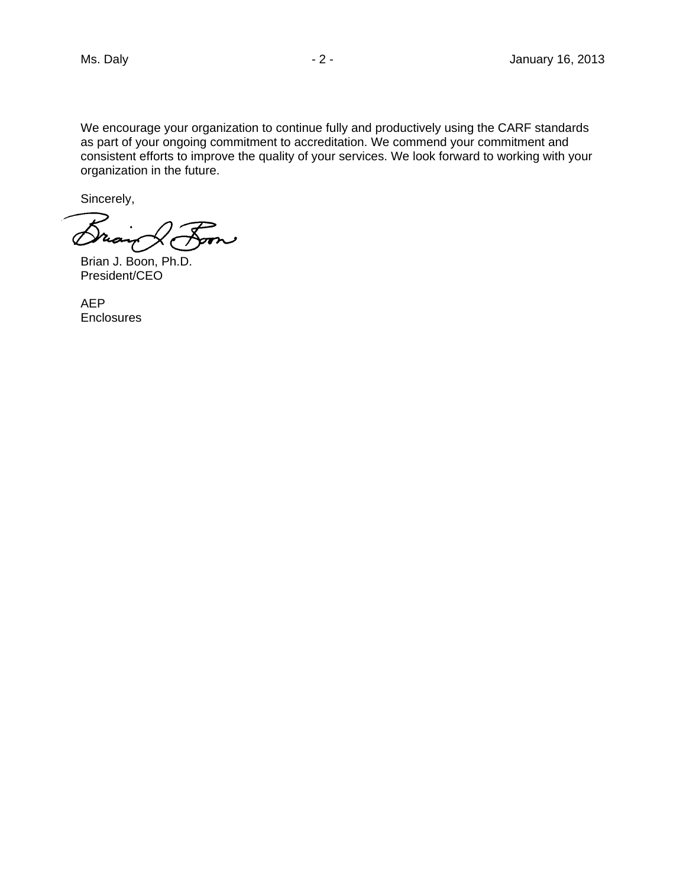We encourage your organization to continue fully and productively using the CARF standards as part of your ongoing commitment to accreditation. We commend your commitment and consistent efforts to improve the quality of your services. We look forward to working with your organization in the future.

Sincerely,

Brian J. Boon, Ph.D.
President/CEO

AEP
Enclosures